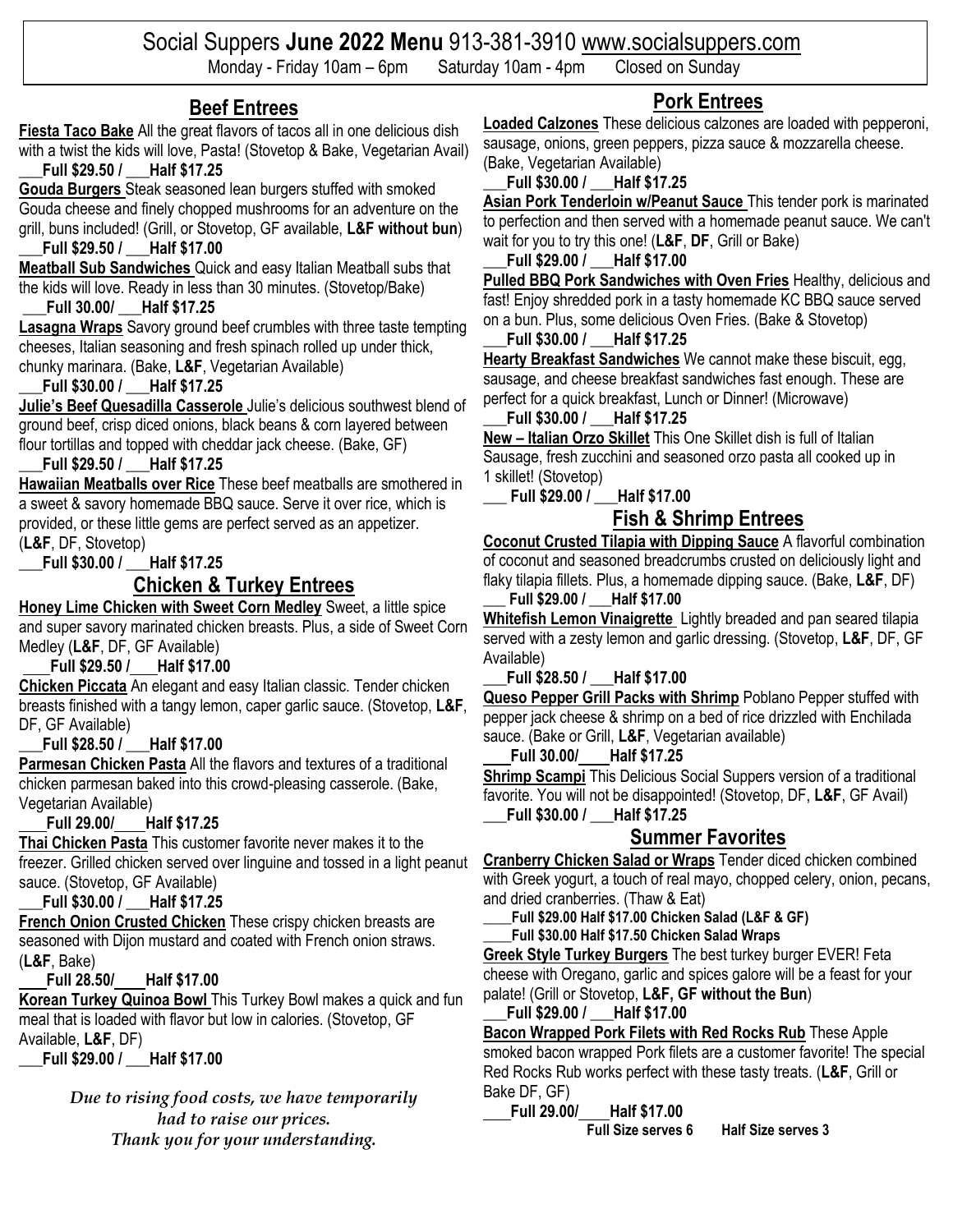# Social Suppers **June 2022 Menu** 913-381-3910 www.socialsuppers.com

Monday - Friday 10am – 6pm  Saturday 10am - 4pm  Closed on Sunday

## Beef Entrees

**Fiesta Taco Bake** All the great flavors of tacos all in one delicious dish with a twist the kids will love, Pasta! (Stovetop & Bake, Vegetarian Avail)
___**Full $29.50 / ___Half $17.25**

**Gouda Burgers** Steak seasoned lean burgers stuffed with smoked Gouda cheese and finely chopped mushrooms for an adventure on the grill, buns included! (Grill, or Stovetop, GF available, **L&F without bun**)
___**Full $29.50 / ___Half $17.00**

**Meatball Sub Sandwiches** Quick and easy Italian Meatball subs that the kids will love. Ready in less than 30 minutes. (Stovetop/Bake)
___**Full 30.00/ ___Half $17.25**

**Lasagna Wraps** Savory ground beef crumbles with three taste tempting cheeses, Italian seasoning and fresh spinach rolled up under thick, chunky marinara. (Bake, **L&F**, Vegetarian Available)
___**Full $30.00 / ___Half $17.25**

**Julie's Beef Quesadilla Casserole** Julie's delicious southwest blend of ground beef, crisp diced onions, black beans & corn layered between flour tortillas and topped with cheddar jack cheese. (Bake, GF)
___**Full $29.50 / ___Half $17.25**

**Hawaiian Meatballs over Rice** These beef meatballs are smothered in a sweet & savory homemade BBQ sauce. Serve it over rice, which is provided, or these little gems are perfect served as an appetizer. (**L&F**, DF, Stovetop)
___**Full $30.00 / ___Half $17.25**

## Chicken & Turkey Entrees

**Honey Lime Chicken with Sweet Corn Medley** Sweet, a little spice and super savory marinated chicken breasts. Plus, a side of Sweet Corn Medley (**L&F**, DF, GF Available)
___**Full $29.50 /___Half $17.00**

**Chicken Piccata** An elegant and easy Italian classic. Tender chicken breasts finished with a tangy lemon, caper garlic sauce. (Stovetop, **L&F**, DF, GF Available)
___**Full $28.50 / ___Half $17.00**

**Parmesan Chicken Pasta** All the flavors and textures of a traditional chicken parmesan baked into this crowd-pleasing casserole. (Bake, Vegetarian Available)
___**Full 29.00/___Half $17.25**

**Thai Chicken Pasta** This customer favorite never makes it to the freezer. Grilled chicken served over linguine and tossed in a light peanut sauce. (Stovetop, GF Available)
___**Full $30.00 / ___Half $17.25**

**French Onion Crusted Chicken** These crispy chicken breasts are seasoned with Dijon mustard and coated with French onion straws. (**L&F**, Bake)
___**Full 28.50/___Half $17.00**

**Korean Turkey Quinoa Bowl** This Turkey Bowl makes a quick and fun meal that is loaded with flavor but low in calories. (Stovetop, GF Available, **L&F**, DF)
___**Full $29.00 / ___Half $17.00**

*Due to rising food costs, we have temporarily had to raise our prices. Thank you for your understanding.*

## Pork Entrees

**Loaded Calzones** These delicious calzones are loaded with pepperoni, sausage, onions, green peppers, pizza sauce & mozzarella cheese. (Bake, Vegetarian Available)
___**Full $30.00 / ___Half $17.25**

**Asian Pork Tenderloin w/Peanut Sauce** This tender pork is marinated to perfection and then served with a homemade peanut sauce. We can't wait for you to try this one! (**L&F**, **DF**, Grill or Bake)
___**Full $29.00 / ___Half $17.00**

**Pulled BBQ Pork Sandwiches with Oven Fries** Healthy, delicious and fast! Enjoy shredded pork in a tasty homemade KC BBQ sauce served on a bun. Plus, some delicious Oven Fries. (Bake & Stovetop)
___**Full $30.00 / ___Half $17.25**

**Hearty Breakfast Sandwiches** We cannot make these biscuit, egg, sausage, and cheese breakfast sandwiches fast enough. These are perfect for a quick breakfast, Lunch or Dinner! (Microwave)
___**Full $30.00 / ___Half $17.25**

**New – Italian Orzo Skillet** This One Skillet dish is full of Italian Sausage, fresh zucchini and seasoned orzo pasta all cooked up in 1 skillet! (Stovetop)
___ **Full $29.00 / ___Half $17.00**

## Fish & Shrimp Entrees

**Coconut Crusted Tilapia with Dipping Sauce** A flavorful combination of coconut and seasoned breadcrumbs crusted on deliciously light and flaky tilapia fillets. Plus, a homemade dipping sauce. (Bake, **L&F**, DF)
___ **Full $29.00 / ___Half $17.00**

**Whitefish Lemon Vinaigrette** Lightly breaded and pan seared tilapia served with a zesty lemon and garlic dressing. (Stovetop, **L&F**, DF, GF Available)
___**Full $28.50 / ___Half $17.00**

**Queso Pepper Grill Packs with Shrimp** Poblano Pepper stuffed with pepper jack cheese & shrimp on a bed of rice drizzled with Enchilada sauce. (Bake or Grill, **L&F**, Vegetarian available)
___**Full 30.00/___Half $17.25**

**Shrimp Scampi** This Delicious Social Suppers version of a traditional favorite. You will not be disappointed! (Stovetop, DF, **L&F**, GF Avail)
___**Full $30.00 / ___Half $17.25**

## Summer Favorites

**Cranberry Chicken Salad or Wraps** Tender diced chicken combined with Greek yogurt, a touch of real mayo, chopped celery, onion, pecans, and dried cranberries. (Thaw & Eat)
___**Full $29.00 Half $17.00 Chicken Salad (L&F & GF)**
___**Full $30.00 Half $17.50 Chicken Salad Wraps**

**Greek Style Turkey Burgers** The best turkey burger EVER! Feta cheese with Oregano, garlic and spices galore will be a feast for your palate! (Grill or Stovetop, **L&F, GF without the Bun**)
___**Full $29.00 / ___Half $17.00**

**Bacon Wrapped Pork Filets with Red Rocks Rub** These Apple smoked bacon wrapped Pork filets are a customer favorite! The special Red Rocks Rub works perfect with these tasty treats. (**L&F**, Grill or Bake DF, GF)
___**Full 29.00/___Half $17.00**

**Full Size serves 6  Half Size serves 3**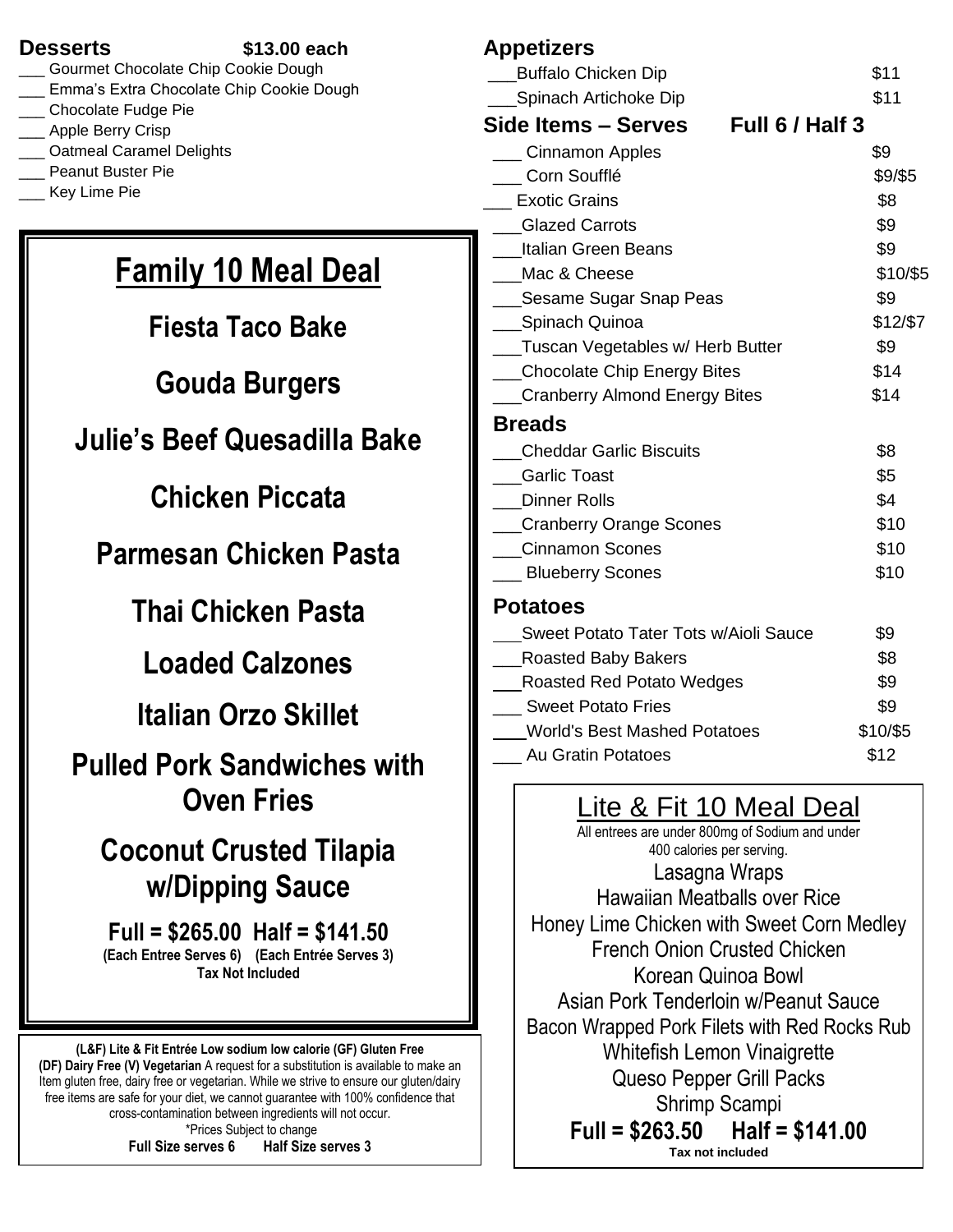## Desserts — $13.00 each

- ___ Gourmet Chocolate Chip Cookie Dough
- ___ Emma's Extra Chocolate Chip Cookie Dough
- ___ Chocolate Fudge Pie
- ___ Apple Berry Crisp
- ___ Oatmeal Caramel Delights
- ___ Peanut Buster Pie
- ___ Key Lime Pie

# Family 10 Meal Deal

**Fiesta Taco Bake**

**Gouda Burgers**

**Julie's Beef Quesadilla Bake**

**Chicken Piccata**

**Parmesan Chicken Pasta**

**Thai Chicken Pasta**

**Loaded Calzones**

**Italian Orzo Skillet**

**Pulled Pork Sandwiches with Oven Fries**

**Coconut Crusted Tilapia w/Dipping Sauce**

**Full = $265.00 Half = $141.50**

**(Each Entree Serves 6) (Each Entrée Serves 3)**

**Tax Not Included**

**(L&F) Lite & Fit Entrée Low sodium low calorie (GF) Gluten Free (DF) Dairy Free (V) Vegetarian** A request for a substitution is available to make an Item gluten free, dairy free or vegetarian. While we strive to ensure our gluten/dairy free items are safe for your diet, we cannot guarantee with 100% confidence that cross-contamination between ingredients will not occur.

*Prices Subject to change

**Full Size serves 6 Half Size serves 3**

## Appetizers

| | |
|---|---|
| ___Buffalo Chicken Dip | $11 |
| ___Spinach Artichoke Dip | $11 |

## Side Items – Serves Full 6 / Half 3

| | |
|---|---|
| ___ Cinnamon Apples | $9 |
| ___ Corn Soufflé | $9/$5 |
| ___ Exotic Grains | $8 |
| ___Glazed Carrots | $9 |
| ___Italian Green Beans | $9 |
| ___Mac & Cheese | $10/$5 |
| ___Sesame Sugar Snap Peas | $9 |
| ___Spinach Quinoa | $12/$7 |
| ___Tuscan Vegetables w/ Herb Butter | $9 |
| ___Chocolate Chip Energy Bites | $14 |
| ___Cranberry Almond Energy Bites | $14 |

## Breads

| | |
|---|---|
| ___Cheddar Garlic Biscuits | $8 |
| ___Garlic Toast | $5 |
| ___Dinner Rolls | $4 |
| ___Cranberry Orange Scones | $10 |
| ___Cinnamon Scones | $10 |
| ___ Blueberry Scones | $10 |

## Potatoes

| | |
|---|---|
| ___Sweet Potato Tater Tots w/Aioli Sauce | $9 |
| ___Roasted Baby Bakers | $8 |
| ___Roasted Red Potato Wedges | $9 |
| ___ Sweet Potato Fries | $9 |
| ___World's Best Mashed Potatoes | $10/$5 |
| ___ Au Gratin Potatoes | $12 |

# Lite & Fit 10 Meal Deal

All entrees are under 800mg of Sodium and under 400 calories per serving.

Lasagna Wraps

Hawaiian Meatballs over Rice

Honey Lime Chicken with Sweet Corn Medley

French Onion Crusted Chicken

Korean Quinoa Bowl

Asian Pork Tenderloin w/Peanut Sauce

Bacon Wrapped Pork Filets with Red Rocks Rub

Whitefish Lemon Vinaigrette

Queso Pepper Grill Packs

Shrimp Scampi

**Full = $263.50 Half = $141.00**

**Tax not included**